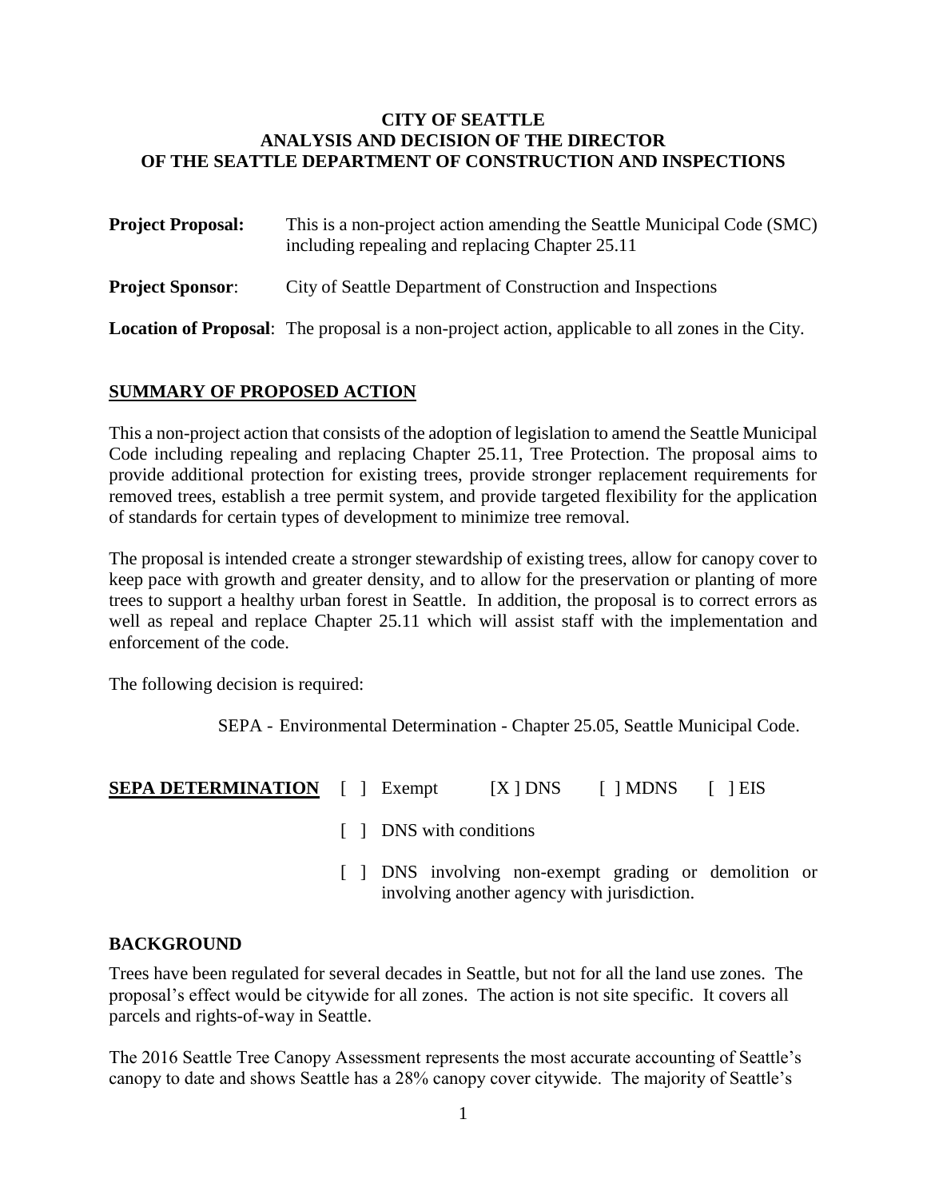**CITY OF SEATTLE**
**ANALYSIS AND DECISION OF THE DIRECTOR**
**OF THE SEATTLE DEPARTMENT OF CONSTRUCTION AND INSPECTIONS**

**Project Proposal:** This is a non-project action amending the Seattle Municipal Code (SMC) including repealing and replacing Chapter 25.11

**Project Sponsor**: City of Seattle Department of Construction and Inspections

**Location of Proposal**: The proposal is a non-project action, applicable to all zones in the City.

## SUMMARY OF PROPOSED ACTION

This a non-project action that consists of the adoption of legislation to amend the Seattle Municipal Code including repealing and replacing Chapter 25.11, Tree Protection. The proposal aims to provide additional protection for existing trees, provide stronger replacement requirements for removed trees, establish a tree permit system, and provide targeted flexibility for the application of standards for certain types of development to minimize tree removal.

The proposal is intended create a stronger stewardship of existing trees, allow for canopy cover to keep pace with growth and greater density, and to allow for the preservation or planting of more trees to support a healthy urban forest in Seattle. In addition, the proposal is to correct errors as well as repeal and replace Chapter 25.11 which will assist staff with the implementation and enforcement of the code.

The following decision is required:

SEPA - Environmental Determination - Chapter 25.05, Seattle Municipal Code.

**SEPA DETERMINATION** [ ] Exempt [X ] DNS [ ] MDNS [ ] EIS

[ ] DNS with conditions

[ ] DNS involving non-exempt grading or demolition or involving another agency with jurisdiction.

## BACKGROUND

Trees have been regulated for several decades in Seattle, but not for all the land use zones. The proposal's effect would be citywide for all zones. The action is not site specific. It covers all parcels and rights-of-way in Seattle.

The 2016 Seattle Tree Canopy Assessment represents the most accurate accounting of Seattle's canopy to date and shows Seattle has a 28% canopy cover citywide. The majority of Seattle's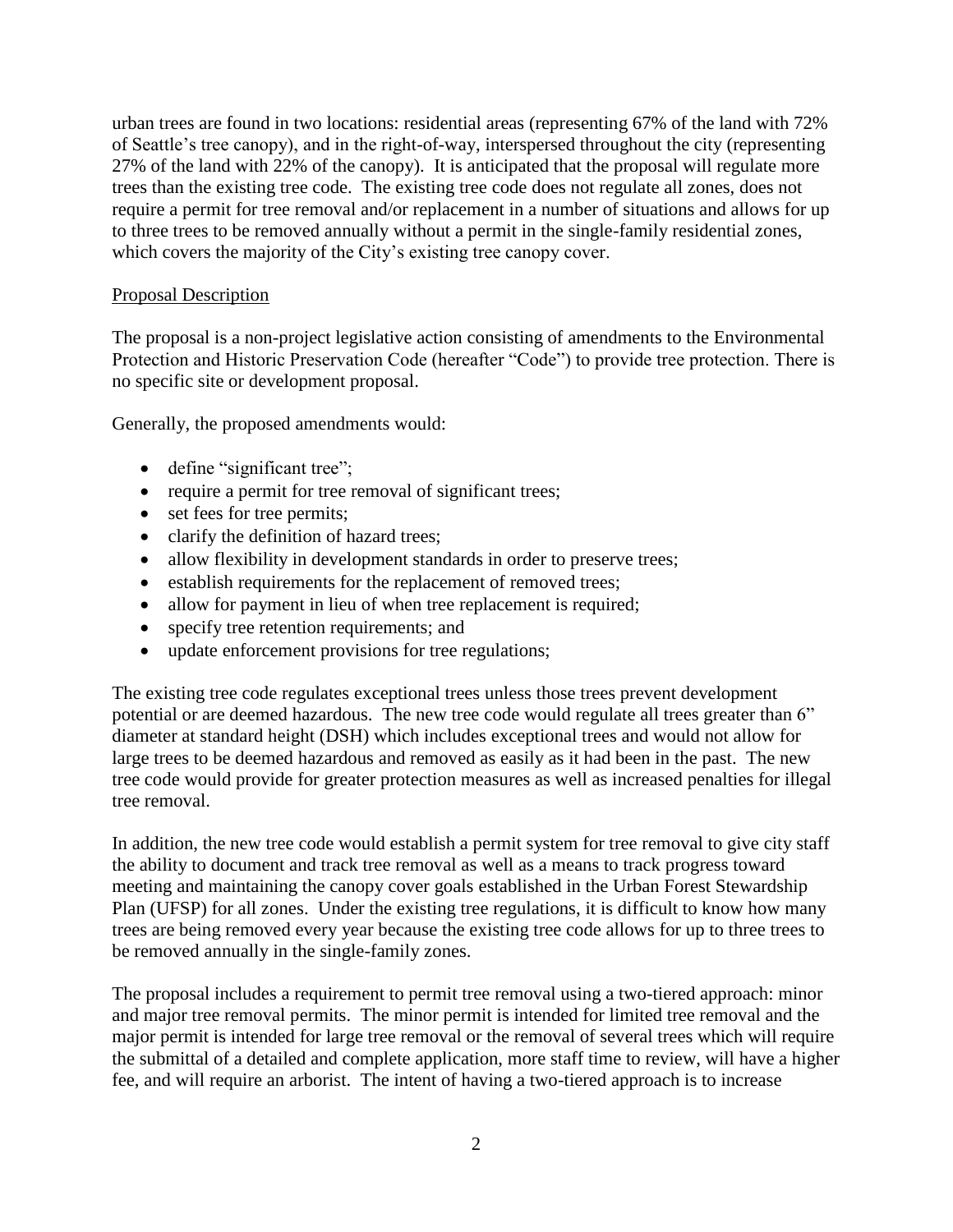urban trees are found in two locations: residential areas (representing 67% of the land with 72% of Seattle's tree canopy), and in the right-of-way, interspersed throughout the city (representing 27% of the land with 22% of the canopy). It is anticipated that the proposal will regulate more trees than the existing tree code. The existing tree code does not regulate all zones, does not require a permit for tree removal and/or replacement in a number of situations and allows for up to three trees to be removed annually without a permit in the single-family residential zones, which covers the majority of the City's existing tree canopy cover.

## Proposal Description

The proposal is a non-project legislative action consisting of amendments to the Environmental Protection and Historic Preservation Code (hereafter "Code") to provide tree protection. There is no specific site or development proposal.

Generally, the proposed amendments would:

- define "significant tree";
- require a permit for tree removal of significant trees;
- set fees for tree permits;
- clarify the definition of hazard trees;
- allow flexibility in development standards in order to preserve trees;
- establish requirements for the replacement of removed trees;
- allow for payment in lieu of when tree replacement is required;
- specify tree retention requirements; and
- update enforcement provisions for tree regulations;

The existing tree code regulates exceptional trees unless those trees prevent development potential or are deemed hazardous. The new tree code would regulate all trees greater than 6" diameter at standard height (DSH) which includes exceptional trees and would not allow for large trees to be deemed hazardous and removed as easily as it had been in the past. The new tree code would provide for greater protection measures as well as increased penalties for illegal tree removal.

In addition, the new tree code would establish a permit system for tree removal to give city staff the ability to document and track tree removal as well as a means to track progress toward meeting and maintaining the canopy cover goals established in the Urban Forest Stewardship Plan (UFSP) for all zones. Under the existing tree regulations, it is difficult to know how many trees are being removed every year because the existing tree code allows for up to three trees to be removed annually in the single-family zones.

The proposal includes a requirement to permit tree removal using a two-tiered approach: minor and major tree removal permits. The minor permit is intended for limited tree removal and the major permit is intended for large tree removal or the removal of several trees which will require the submittal of a detailed and complete application, more staff time to review, will have a higher fee, and will require an arborist. The intent of having a two-tiered approach is to increase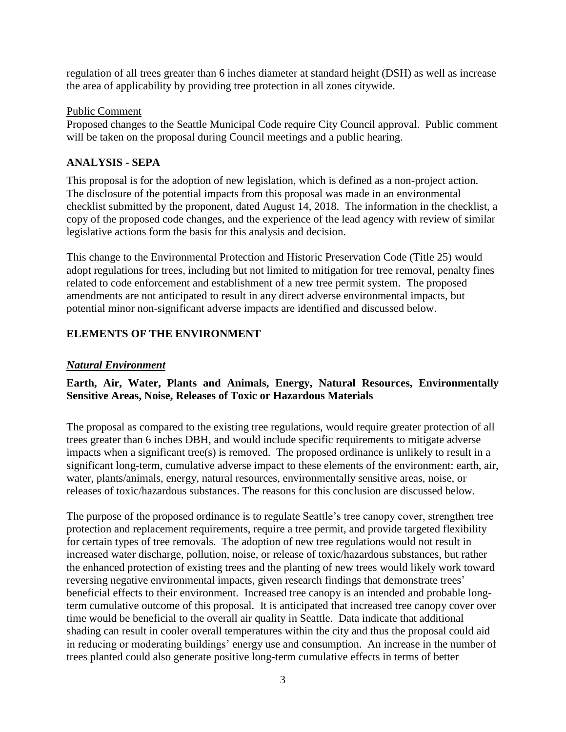regulation of all trees greater than 6 inches diameter at standard height (DSH) as well as increase the area of applicability by providing tree protection in all zones citywide.

Public Comment

Proposed changes to the Seattle Municipal Code require City Council approval. Public comment will be taken on the proposal during Council meetings and a public hearing.

## ANALYSIS - SEPA

This proposal is for the adoption of new legislation, which is defined as a non-project action. The disclosure of the potential impacts from this proposal was made in an environmental checklist submitted by the proponent, dated August 14, 2018. The information in the checklist, a copy of the proposed code changes, and the experience of the lead agency with review of similar legislative actions form the basis for this analysis and decision.

This change to the Environmental Protection and Historic Preservation Code (Title 25) would adopt regulations for trees, including but not limited to mitigation for tree removal, penalty fines related to code enforcement and establishment of a new tree permit system. The proposed amendments are not anticipated to result in any direct adverse environmental impacts, but potential minor non-significant adverse impacts are identified and discussed below.

## ELEMENTS OF THE ENVIRONMENT

### ***Natural Environment***

**Earth, Air, Water, Plants and Animals, Energy, Natural Resources, Environmentally Sensitive Areas, Noise, Releases of Toxic or Hazardous Materials**

The proposal as compared to the existing tree regulations, would require greater protection of all trees greater than 6 inches DBH, and would include specific requirements to mitigate adverse impacts when a significant tree(s) is removed. The proposed ordinance is unlikely to result in a significant long-term, cumulative adverse impact to these elements of the environment: earth, air, water, plants/animals, energy, natural resources, environmentally sensitive areas, noise, or releases of toxic/hazardous substances. The reasons for this conclusion are discussed below.

The purpose of the proposed ordinance is to regulate Seattle's tree canopy cover, strengthen tree protection and replacement requirements, require a tree permit, and provide targeted flexibility for certain types of tree removals. The adoption of new tree regulations would not result in increased water discharge, pollution, noise, or release of toxic/hazardous substances, but rather the enhanced protection of existing trees and the planting of new trees would likely work toward reversing negative environmental impacts, given research findings that demonstrate trees' beneficial effects to their environment. Increased tree canopy is an intended and probable long-term cumulative outcome of this proposal. It is anticipated that increased tree canopy cover over time would be beneficial to the overall air quality in Seattle. Data indicate that additional shading can result in cooler overall temperatures within the city and thus the proposal could aid in reducing or moderating buildings' energy use and consumption. An increase in the number of trees planted could also generate positive long-term cumulative effects in terms of better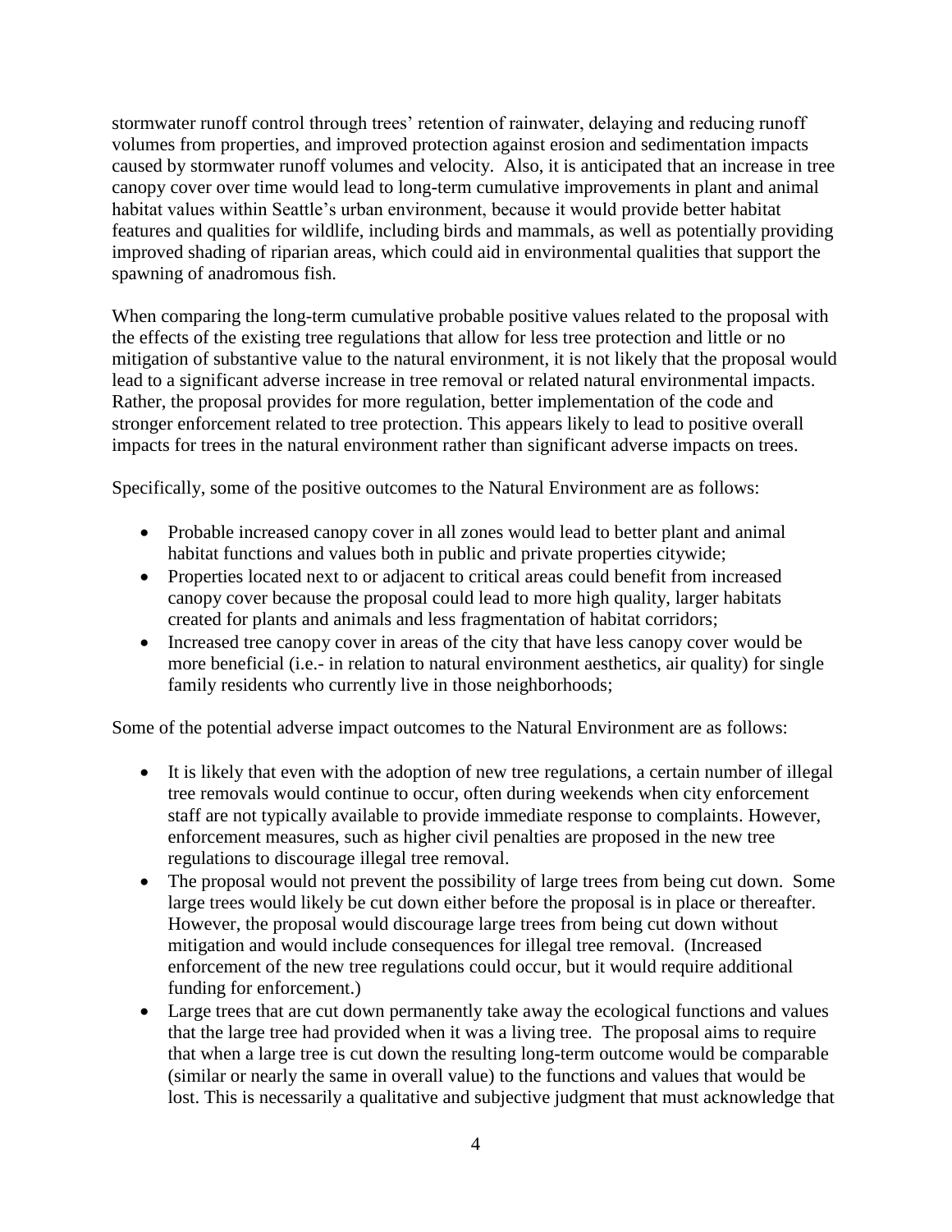stormwater runoff control through trees' retention of rainwater, delaying and reducing runoff volumes from properties, and improved protection against erosion and sedimentation impacts caused by stormwater runoff volumes and velocity. Also, it is anticipated that an increase in tree canopy cover over time would lead to long-term cumulative improvements in plant and animal habitat values within Seattle's urban environment, because it would provide better habitat features and qualities for wildlife, including birds and mammals, as well as potentially providing improved shading of riparian areas, which could aid in environmental qualities that support the spawning of anadromous fish.

When comparing the long-term cumulative probable positive values related to the proposal with the effects of the existing tree regulations that allow for less tree protection and little or no mitigation of substantive value to the natural environment, it is not likely that the proposal would lead to a significant adverse increase in tree removal or related natural environmental impacts. Rather, the proposal provides for more regulation, better implementation of the code and stronger enforcement related to tree protection. This appears likely to lead to positive overall impacts for trees in the natural environment rather than significant adverse impacts on trees.

Specifically, some of the positive outcomes to the Natural Environment are as follows:

- Probable increased canopy cover in all zones would lead to better plant and animal habitat functions and values both in public and private properties citywide;
- Properties located next to or adjacent to critical areas could benefit from increased canopy cover because the proposal could lead to more high quality, larger habitats created for plants and animals and less fragmentation of habitat corridors;
- Increased tree canopy cover in areas of the city that have less canopy cover would be more beneficial (i.e.- in relation to natural environment aesthetics, air quality) for single family residents who currently live in those neighborhoods;

Some of the potential adverse impact outcomes to the Natural Environment are as follows:

- It is likely that even with the adoption of new tree regulations, a certain number of illegal tree removals would continue to occur, often during weekends when city enforcement staff are not typically available to provide immediate response to complaints. However, enforcement measures, such as higher civil penalties are proposed in the new tree regulations to discourage illegal tree removal.
- The proposal would not prevent the possibility of large trees from being cut down. Some large trees would likely be cut down either before the proposal is in place or thereafter. However, the proposal would discourage large trees from being cut down without mitigation and would include consequences for illegal tree removal. (Increased enforcement of the new tree regulations could occur, but it would require additional funding for enforcement.)
- Large trees that are cut down permanently take away the ecological functions and values that the large tree had provided when it was a living tree. The proposal aims to require that when a large tree is cut down the resulting long-term outcome would be comparable (similar or nearly the same in overall value) to the functions and values that would be lost. This is necessarily a qualitative and subjective judgment that must acknowledge that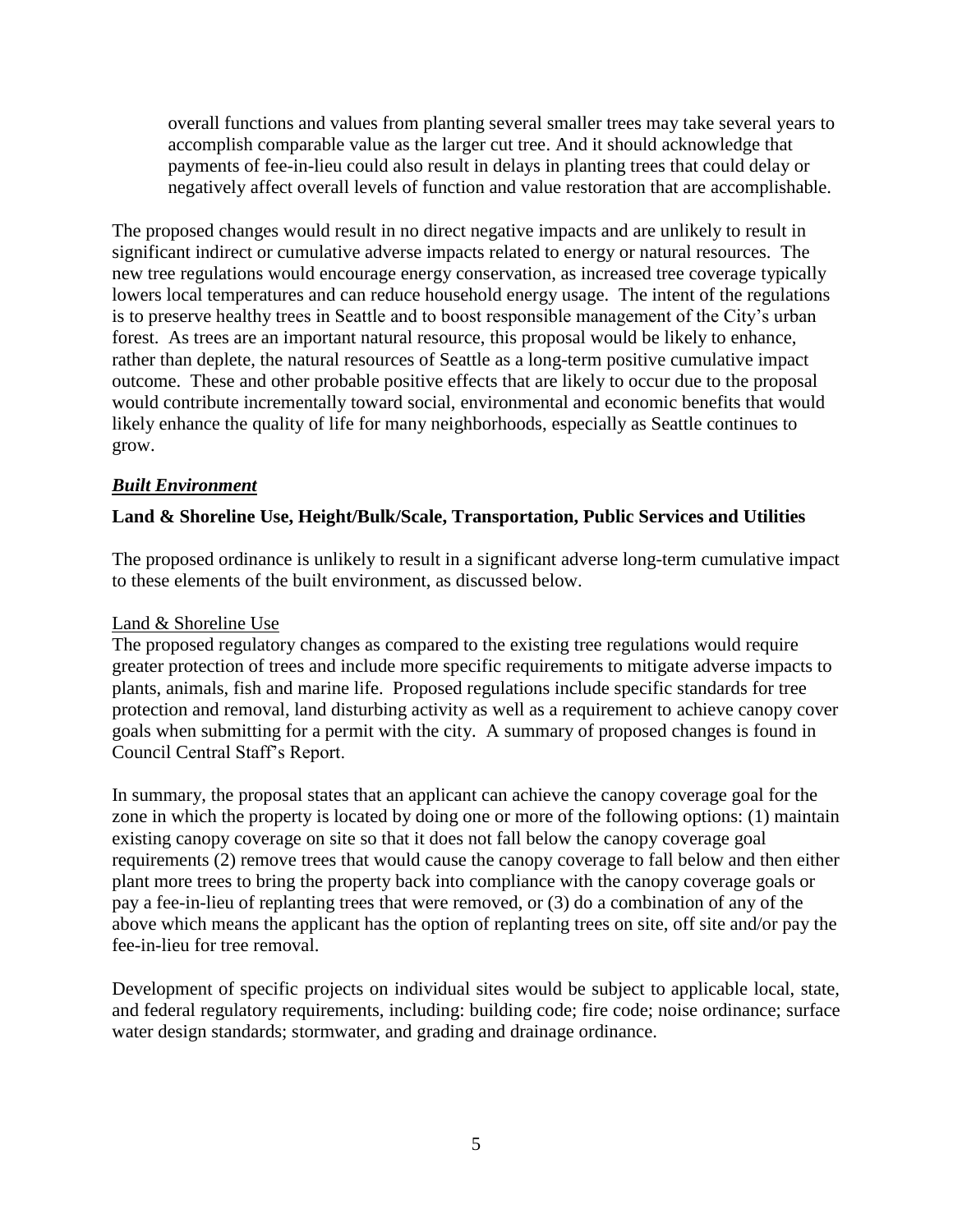> overall functions and values from planting several smaller trees may take several years to accomplish comparable value as the larger cut tree. And it should acknowledge that payments of fee-in-lieu could also result in delays in planting trees that could delay or negatively affect overall levels of function and value restoration that are accomplishable.

The proposed changes would result in no direct negative impacts and are unlikely to result in significant indirect or cumulative adverse impacts related to energy or natural resources. The new tree regulations would encourage energy conservation, as increased tree coverage typically lowers local temperatures and can reduce household energy usage. The intent of the regulations is to preserve healthy trees in Seattle and to boost responsible management of the City's urban forest. As trees are an important natural resource, this proposal would be likely to enhance, rather than deplete, the natural resources of Seattle as a long-term positive cumulative impact outcome. These and other probable positive effects that are likely to occur due to the proposal would contribute incrementally toward social, environmental and economic benefits that would likely enhance the quality of life for many neighborhoods, especially as Seattle continues to grow.

***Built Environment***

**Land & Shoreline Use, Height/Bulk/Scale, Transportation, Public Services and Utilities**

The proposed ordinance is unlikely to result in a significant adverse long-term cumulative impact to these elements of the built environment, as discussed below.

Land & Shoreline Use

The proposed regulatory changes as compared to the existing tree regulations would require greater protection of trees and include more specific requirements to mitigate adverse impacts to plants, animals, fish and marine life. Proposed regulations include specific standards for tree protection and removal, land disturbing activity as well as a requirement to achieve canopy cover goals when submitting for a permit with the city. A summary of proposed changes is found in Council Central Staff's Report.

In summary, the proposal states that an applicant can achieve the canopy coverage goal for the zone in which the property is located by doing one or more of the following options: (1) maintain existing canopy coverage on site so that it does not fall below the canopy coverage goal requirements (2) remove trees that would cause the canopy coverage to fall below and then either plant more trees to bring the property back into compliance with the canopy coverage goals or pay a fee-in-lieu of replanting trees that were removed, or (3) do a combination of any of the above which means the applicant has the option of replanting trees on site, off site and/or pay the fee-in-lieu for tree removal.

Development of specific projects on individual sites would be subject to applicable local, state, and federal regulatory requirements, including: building code; fire code; noise ordinance; surface water design standards; stormwater, and grading and drainage ordinance.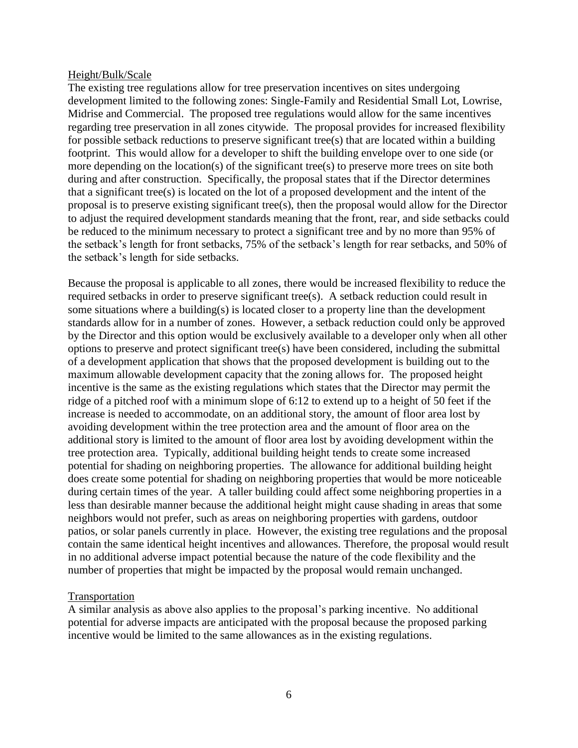## Height/Bulk/Scale

The existing tree regulations allow for tree preservation incentives on sites undergoing development limited to the following zones: Single-Family and Residential Small Lot, Lowrise, Midrise and Commercial. The proposed tree regulations would allow for the same incentives regarding tree preservation in all zones citywide. The proposal provides for increased flexibility for possible setback reductions to preserve significant tree(s) that are located within a building footprint. This would allow for a developer to shift the building envelope over to one side (or more depending on the location(s) of the significant tree(s) to preserve more trees on site both during and after construction. Specifically, the proposal states that if the Director determines that a significant tree(s) is located on the lot of a proposed development and the intent of the proposal is to preserve existing significant tree(s), then the proposal would allow for the Director to adjust the required development standards meaning that the front, rear, and side setbacks could be reduced to the minimum necessary to protect a significant tree and by no more than 95% of the setback's length for front setbacks, 75% of the setback's length for rear setbacks, and 50% of the setback's length for side setbacks.

Because the proposal is applicable to all zones, there would be increased flexibility to reduce the required setbacks in order to preserve significant tree(s). A setback reduction could result in some situations where a building(s) is located closer to a property line than the development standards allow for in a number of zones. However, a setback reduction could only be approved by the Director and this option would be exclusively available to a developer only when all other options to preserve and protect significant tree(s) have been considered, including the submittal of a development application that shows that the proposed development is building out to the maximum allowable development capacity that the zoning allows for. The proposed height incentive is the same as the existing regulations which states that the Director may permit the ridge of a pitched roof with a minimum slope of 6:12 to extend up to a height of 50 feet if the increase is needed to accommodate, on an additional story, the amount of floor area lost by avoiding development within the tree protection area and the amount of floor area on the additional story is limited to the amount of floor area lost by avoiding development within the tree protection area. Typically, additional building height tends to create some increased potential for shading on neighboring properties. The allowance for additional building height does create some potential for shading on neighboring properties that would be more noticeable during certain times of the year. A taller building could affect some neighboring properties in a less than desirable manner because the additional height might cause shading in areas that some neighbors would not prefer, such as areas on neighboring properties with gardens, outdoor patios, or solar panels currently in place. However, the existing tree regulations and the proposal contain the same identical height incentives and allowances. Therefore, the proposal would result in no additional adverse impact potential because the nature of the code flexibility and the number of properties that might be impacted by the proposal would remain unchanged.

## Transportation

A similar analysis as above also applies to the proposal's parking incentive. No additional potential for adverse impacts are anticipated with the proposal because the proposed parking incentive would be limited to the same allowances as in the existing regulations.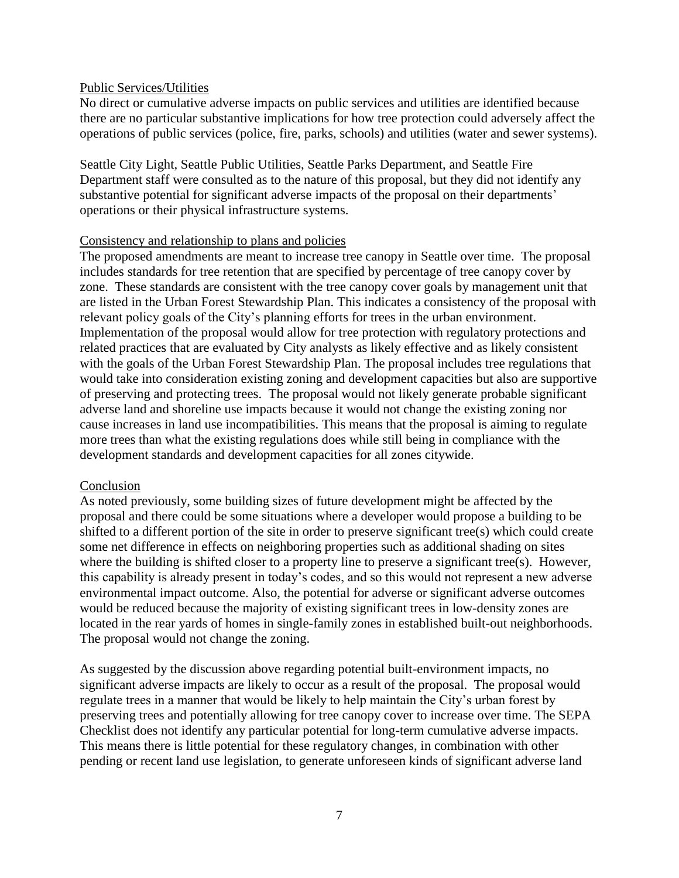Public Services/Utilities

No direct or cumulative adverse impacts on public services and utilities are identified because there are no particular substantive implications for how tree protection could adversely affect the operations of public services (police, fire, parks, schools) and utilities (water and sewer systems).

Seattle City Light, Seattle Public Utilities, Seattle Parks Department, and Seattle Fire Department staff were consulted as to the nature of this proposal, but they did not identify any substantive potential for significant adverse impacts of the proposal on their departments' operations or their physical infrastructure systems.

Consistency and relationship to plans and policies

The proposed amendments are meant to increase tree canopy in Seattle over time. The proposal includes standards for tree retention that are specified by percentage of tree canopy cover by zone. These standards are consistent with the tree canopy cover goals by management unit that are listed in the Urban Forest Stewardship Plan. This indicates a consistency of the proposal with relevant policy goals of the City's planning efforts for trees in the urban environment. Implementation of the proposal would allow for tree protection with regulatory protections and related practices that are evaluated by City analysts as likely effective and as likely consistent with the goals of the Urban Forest Stewardship Plan. The proposal includes tree regulations that would take into consideration existing zoning and development capacities but also are supportive of preserving and protecting trees. The proposal would not likely generate probable significant adverse land and shoreline use impacts because it would not change the existing zoning nor cause increases in land use incompatibilities. This means that the proposal is aiming to regulate more trees than what the existing regulations does while still being in compliance with the development standards and development capacities for all zones citywide.

Conclusion

As noted previously, some building sizes of future development might be affected by the proposal and there could be some situations where a developer would propose a building to be shifted to a different portion of the site in order to preserve significant tree(s) which could create some net difference in effects on neighboring properties such as additional shading on sites where the building is shifted closer to a property line to preserve a significant tree(s). However, this capability is already present in today's codes, and so this would not represent a new adverse environmental impact outcome. Also, the potential for adverse or significant adverse outcomes would be reduced because the majority of existing significant trees in low-density zones are located in the rear yards of homes in single-family zones in established built-out neighborhoods. The proposal would not change the zoning.

As suggested by the discussion above regarding potential built-environment impacts, no significant adverse impacts are likely to occur as a result of the proposal. The proposal would regulate trees in a manner that would be likely to help maintain the City's urban forest by preserving trees and potentially allowing for tree canopy cover to increase over time. The SEPA Checklist does not identify any particular potential for long-term cumulative adverse impacts. This means there is little potential for these regulatory changes, in combination with other pending or recent land use legislation, to generate unforeseen kinds of significant adverse land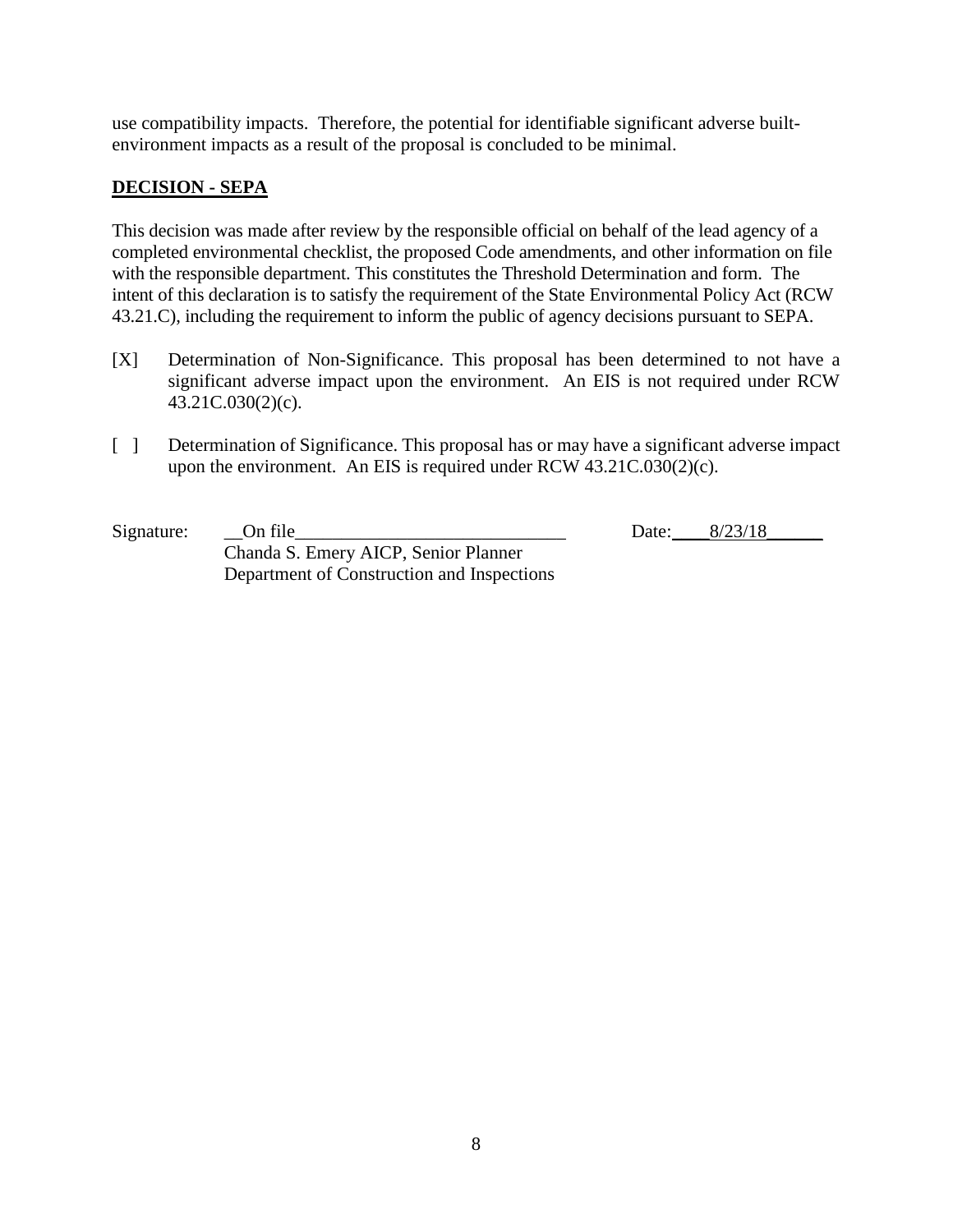use compatibility impacts. Therefore, the potential for identifiable significant adverse built-environment impacts as a result of the proposal is concluded to be minimal.

## **DECISION - SEPA**

This decision was made after review by the responsible official on behalf of the lead agency of a completed environmental checklist, the proposed Code amendments, and other information on file with the responsible department. This constitutes the Threshold Determination and form. The intent of this declaration is to satisfy the requirement of the State Environmental Policy Act (RCW 43.21.C), including the requirement to inform the public of agency decisions pursuant to SEPA.

[X] Determination of Non-Significance. This proposal has been determined to not have a significant adverse impact upon the environment. An EIS is not required under RCW 43.21C.030(2)(c).

[ ] Determination of Significance. This proposal has or may have a significant adverse impact upon the environment. An EIS is required under RCW 43.21C.030(2)(c).

Signature: __On file_____________________________ Date:____8/23/18______
Chanda S. Emery AICP, Senior Planner
Department of Construction and Inspections